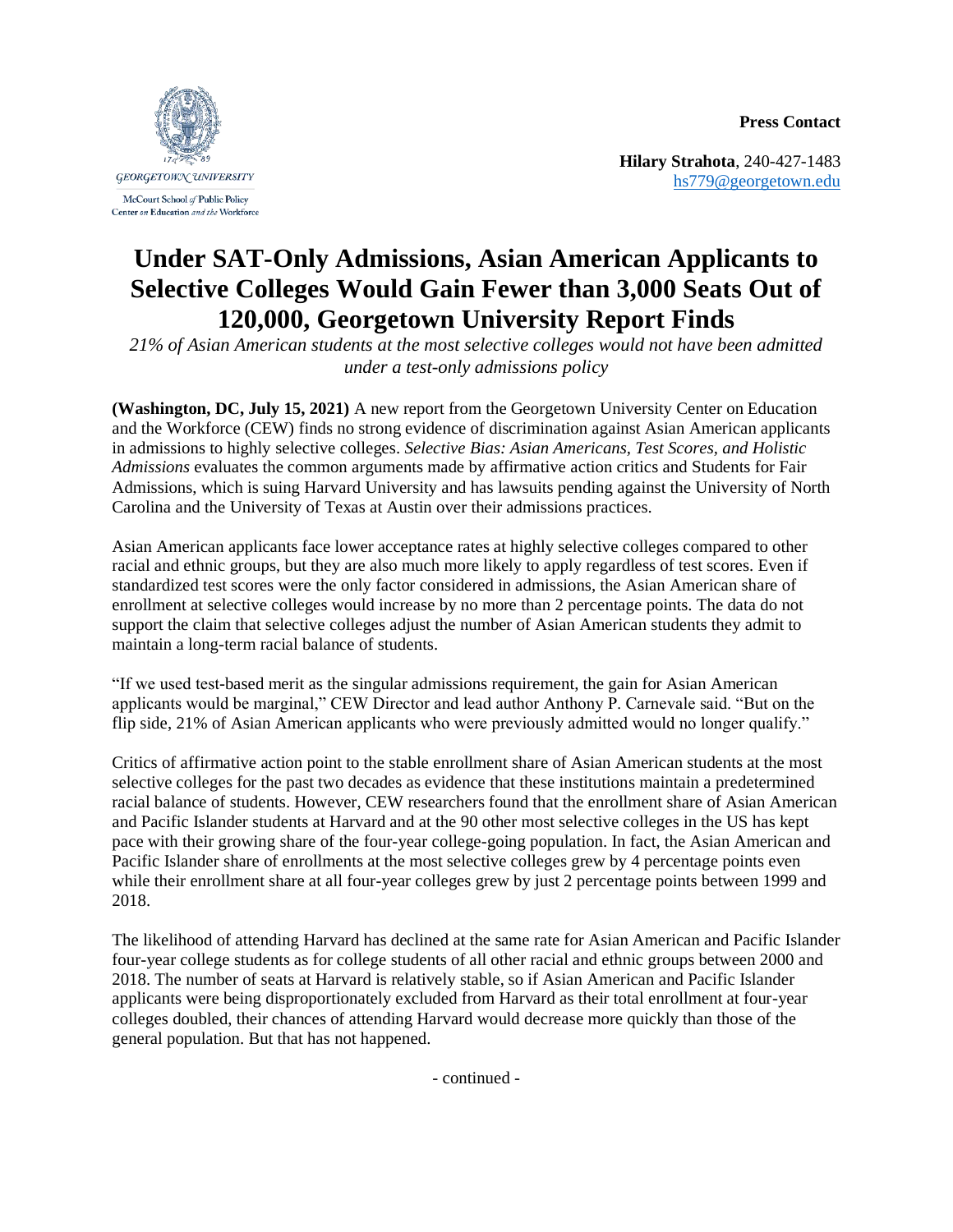GEORGETOWN UNIVERSITY

McCourt School *of* Public Policy
Center *on* Education *and the* Workforce

**Press Contact**

**Hilary Strahota**, 240-427-1483
hs779@georgetown.edu

# Under SAT-Only Admissions, Asian American Applicants to Selective Colleges Would Gain Fewer than 3,000 Seats Out of 120,000, Georgetown University Report Finds

*21% of Asian American students at the most selective colleges would not have been admitted under a test-only admissions policy*

**(Washington, DC, July 15, 2021)** A new report from the Georgetown University Center on Education and the Workforce (CEW) finds no strong evidence of discrimination against Asian American applicants in admissions to highly selective colleges. *Selective Bias: Asian Americans, Test Scores, and Holistic Admissions* evaluates the common arguments made by affirmative action critics and Students for Fair Admissions, which is suing Harvard University and has lawsuits pending against the University of North Carolina and the University of Texas at Austin over their admissions practices.

Asian American applicants face lower acceptance rates at highly selective colleges compared to other racial and ethnic groups, but they are also much more likely to apply regardless of test scores. Even if standardized test scores were the only factor considered in admissions, the Asian American share of enrollment at selective colleges would increase by no more than 2 percentage points. The data do not support the claim that selective colleges adjust the number of Asian American students they admit to maintain a long-term racial balance of students.

"If we used test-based merit as the singular admissions requirement, the gain for Asian American applicants would be marginal," CEW Director and lead author Anthony P. Carnevale said. "But on the flip side, 21% of Asian American applicants who were previously admitted would no longer qualify."

Critics of affirmative action point to the stable enrollment share of Asian American students at the most selective colleges for the past two decades as evidence that these institutions maintain a predetermined racial balance of students. However, CEW researchers found that the enrollment share of Asian American and Pacific Islander students at Harvard and at the 90 other most selective colleges in the US has kept pace with their growing share of the four-year college-going population. In fact, the Asian American and Pacific Islander share of enrollments at the most selective colleges grew by 4 percentage points even while their enrollment share at all four-year colleges grew by just 2 percentage points between 1999 and 2018.

The likelihood of attending Harvard has declined at the same rate for Asian American and Pacific Islander four-year college students as for college students of all other racial and ethnic groups between 2000 and 2018. The number of seats at Harvard is relatively stable, so if Asian American and Pacific Islander applicants were being disproportionately excluded from Harvard as their total enrollment at four-year colleges doubled, their chances of attending Harvard would decrease more quickly than those of the general population. But that has not happened.

- continued -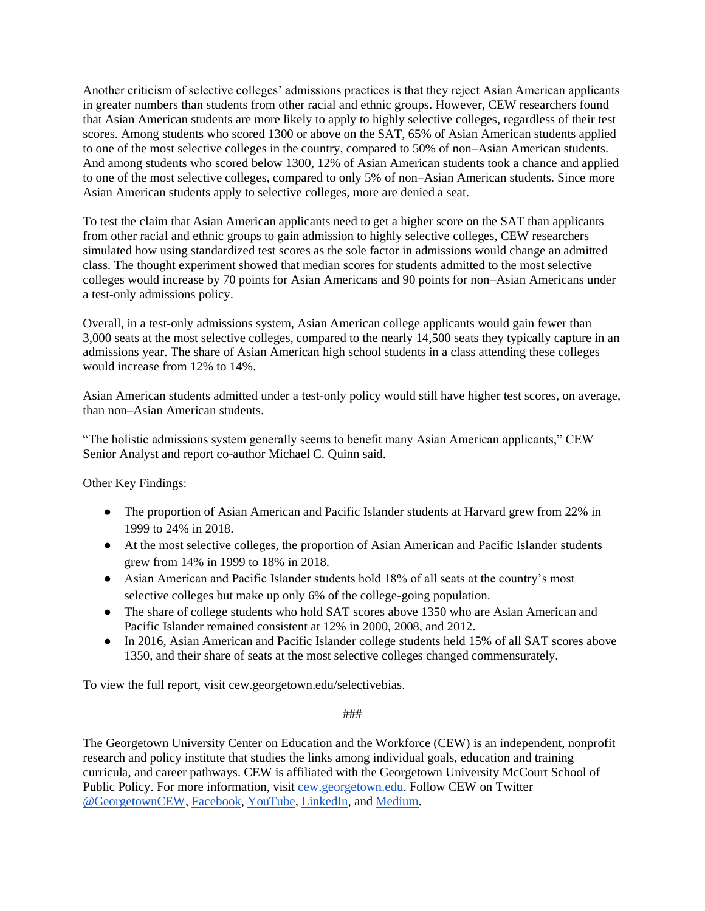Another criticism of selective colleges' admissions practices is that they reject Asian American applicants in greater numbers than students from other racial and ethnic groups. However, CEW researchers found that Asian American students are more likely to apply to highly selective colleges, regardless of their test scores. Among students who scored 1300 or above on the SAT, 65% of Asian American students applied to one of the most selective colleges in the country, compared to 50% of non–Asian American students. And among students who scored below 1300, 12% of Asian American students took a chance and applied to one of the most selective colleges, compared to only 5% of non–Asian American students. Since more Asian American students apply to selective colleges, more are denied a seat.

To test the claim that Asian American applicants need to get a higher score on the SAT than applicants from other racial and ethnic groups to gain admission to highly selective colleges, CEW researchers simulated how using standardized test scores as the sole factor in admissions would change an admitted class. The thought experiment showed that median scores for students admitted to the most selective colleges would increase by 70 points for Asian Americans and 90 points for non–Asian Americans under a test-only admissions policy.

Overall, in a test-only admissions system, Asian American college applicants would gain fewer than 3,000 seats at the most selective colleges, compared to the nearly 14,500 seats they typically capture in an admissions year. The share of Asian American high school students in a class attending these colleges would increase from 12% to 14%.

Asian American students admitted under a test-only policy would still have higher test scores, on average, than non–Asian American students.

"The holistic admissions system generally seems to benefit many Asian American applicants," CEW Senior Analyst and report co-author Michael C. Quinn said.

Other Key Findings:

- The proportion of Asian American and Pacific Islander students at Harvard grew from 22% in 1999 to 24% in 2018.
- At the most selective colleges, the proportion of Asian American and Pacific Islander students grew from 14% in 1999 to 18% in 2018.
- Asian American and Pacific Islander students hold 18% of all seats at the country's most selective colleges but make up only 6% of the college-going population.
- The share of college students who hold SAT scores above 1350 who are Asian American and Pacific Islander remained consistent at 12% in 2000, 2008, and 2012.
- In 2016, Asian American and Pacific Islander college students held 15% of all SAT scores above 1350, and their share of seats at the most selective colleges changed commensurately.

To view the full report, visit cew.georgetown.edu/selectivebias.

###

The Georgetown University Center on Education and the Workforce (CEW) is an independent, nonprofit research and policy institute that studies the links among individual goals, education and training curricula, and career pathways. CEW is affiliated with the Georgetown University McCourt School of Public Policy. For more information, visit cew.georgetown.edu. Follow CEW on Twitter @GeorgetownCEW, Facebook, YouTube, LinkedIn, and Medium.